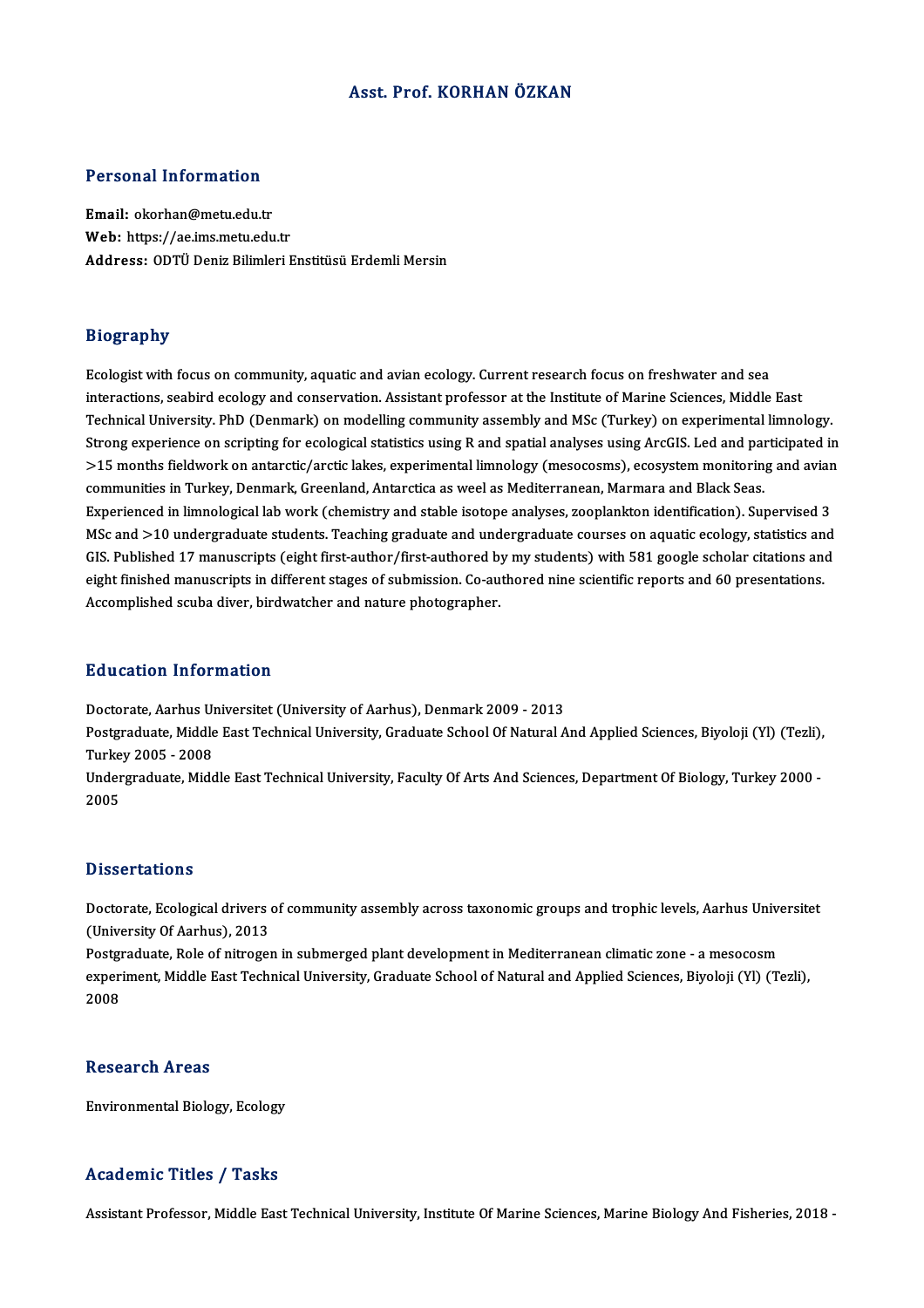# Asst. Prof. KORHAN ÖZKAN

## Personal Information

**Email:** okorhan@metu.edu.tr
**Web:** https://ae.ims.metu.edu.tr
**Address:** ODTÜ Deniz Bilimleri Enstitüsü Erdemli Mersin

## Biography

Ecologist with focus on community, aquatic and avian ecology. Current research focus on freshwater and sea interactions, seabird ecology and conservation. Assistant professor at the Institute of Marine Sciences, Middle East Technical University. PhD (Denmark) on modelling community assembly and MSc (Turkey) on experimental limnology. Strong experience on scripting for ecological statistics using R and spatial analyses using ArcGIS. Led and participated in >15 months fieldwork on antarctic/arctic lakes, experimental limnology (mesocosms), ecosystem monitoring and avian communities in Turkey, Denmark, Greenland, Antarctica as weel as Mediterranean, Marmara and Black Seas. Experienced in limnological lab work (chemistry and stable isotope analyses, zooplankton identification). Supervised 3 MSc and >10 undergraduate students. Teaching graduate and undergraduate courses on aquatic ecology, statistics and GIS. Published 17 manuscripts (eight first-author/first-authored by my students) with 581 google scholar citations and eight finished manuscripts in different stages of submission. Co-authored nine scientific reports and 60 presentations. Accomplished scuba diver, birdwatcher and nature photographer.

## Education Information

Doctorate, Aarhus Universitet (University of Aarhus), Denmark 2009 - 2013
Postgraduate, Middle East Technical University, Graduate School Of Natural And Applied Sciences, Biyoloji (Yl) (Tezli), Turkey 2005 - 2008
Undergraduate, Middle East Technical University, Faculty Of Arts And Sciences, Department Of Biology, Turkey 2000 - 2005

## Dissertations

Doctorate, Ecological drivers of community assembly across taxonomic groups and trophic levels, Aarhus Universitet (University Of Aarhus), 2013
Postgraduate, Role of nitrogen in submerged plant development in Mediterranean climatic zone - a mesocosm experiment, Middle East Technical University, Graduate School of Natural and Applied Sciences, Biyoloji (Yl) (Tezli), 2008

## Research Areas

Environmental Biology, Ecology

## Academic Titles / Tasks

Assistant Professor, Middle East Technical University, Institute Of Marine Sciences, Marine Biology And Fisheries, 2018 -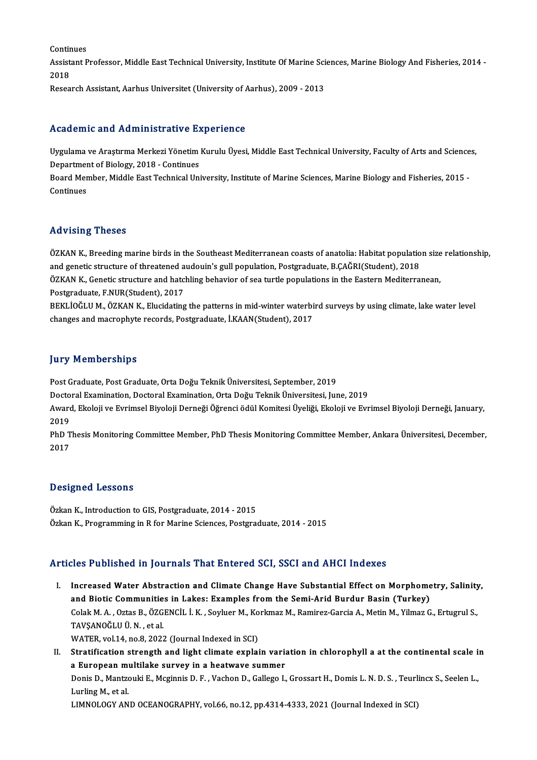Continues

Assistant Professor, Middle East Technical University, Institute Of Marine Sciences, Marine Biology And Fisheries, 2014 - 2018

Research Assistant, Aarhus Universitet (University of Aarhus), 2009 - 2013

## Academic and Administrative Experience

Uygulama ve Araştırma Merkezi Yönetim Kurulu Üyesi, Middle East Technical University, Faculty of Arts and Sciences, Department of Biology, 2018 - Continues

Board Member, Middle East Technical University, Institute of Marine Sciences, Marine Biology and Fisheries, 2015 - Continues

## Advising Theses

ÖZKAN K., Breeding marine birds in the Southeast Mediterranean coasts of anatolia: Habitat population size relationship, and genetic structure of threatened audouin's gull population, Postgraduate, B.ÇAĞRI(Student), 2018

ÖZKAN K., Genetic structure and hatchling behavior of sea turtle populations in the Eastern Mediterranean, Postgraduate, F.NUR(Student), 2017

BEKLİOĞLU M., ÖZKAN K., Elucidating the patterns in mid-winter waterbird surveys by using climate, lake water level changes and macrophyte records, Postgraduate, İ.KAAN(Student), 2017

## Jury Memberships

Post Graduate, Post Graduate, Orta Doğu Teknik Üniversitesi, September, 2019

Doctoral Examination, Doctoral Examination, Orta Doğu Teknik Üniversitesi, June, 2019

Award, Ekoloji ve Evrimsel Biyoloji Derneği Öğrenci ödül Komitesi Üyeliği, Ekoloji ve Evrimsel Biyoloji Derneği, January, 2019

PhD Thesis Monitoring Committee Member, PhD Thesis Monitoring Committee Member, Ankara Üniversitesi, December, 2017

## Designed Lessons

Özkan K., Introduction to GIS, Postgraduate, 2014 - 2015

Özkan K., Programming in R for Marine Sciences, Postgraduate, 2014 - 2015

## Articles Published in Journals That Entered SCI, SSCI and AHCI Indexes

I. **Increased Water Abstraction and Climate Change Have Substantial Effect on Morphometry, Salinity, and Biotic Communities in Lakes: Examples from the Semi-Arid Burdur Basin (Turkey)**
   Colak M. A. , Oztas B., ÖZGENCİL İ. K. , Soyluer M., Korkmaz M., Ramirez-Garcia A., Metin M., Yilmaz G., Ertugrul S., TAVŞANOĞLU Ü. N. , et al.
   WATER, vol.14, no.8, 2022 (Journal Indexed in SCI)

II. **Stratification strength and light climate explain variation in chlorophyll a at the continental scale in a European multilake survey in a heatwave summer**
   Donis D., Mantzouki E., Mcginnis D. F. , Vachon D., Gallego I., Grossart H., Domis L. N. D. S. , Teurlincx S., Seelen L., Lurling M., et al.
   LIMNOLOGY AND OCEANOGRAPHY, vol.66, no.12, pp.4314-4333, 2021 (Journal Indexed in SCI)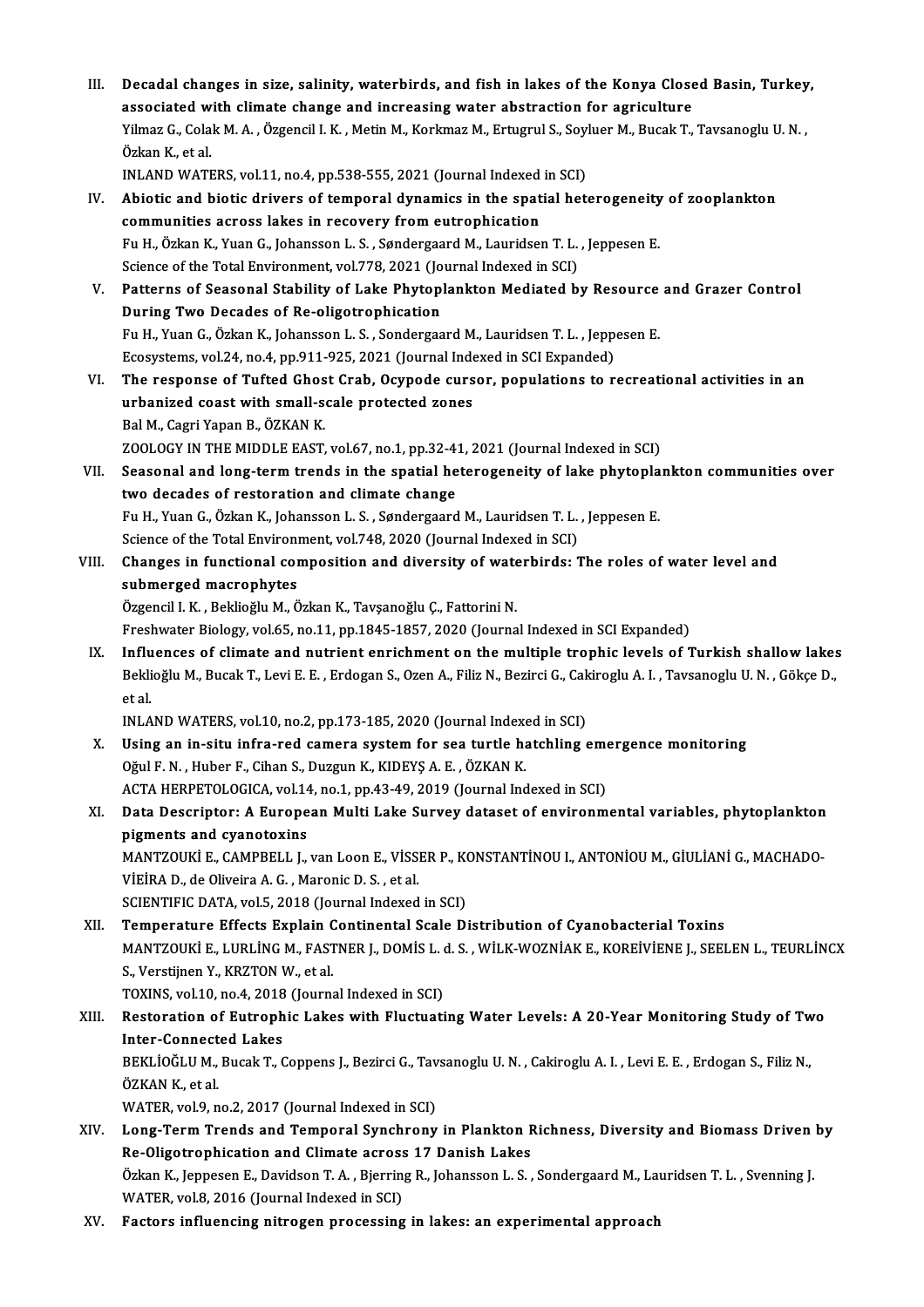III. **Decadal changes in size, salinity, waterbirds, and fish in lakes of the Konya Closed Basin, Turkey, associated with climate change and increasing water abstraction for agriculture**
Yilmaz G., Colak M. A. , Özgencil I. K. , Metin M., Korkmaz M., Ertugrul S., Soyluer M., Bucak T., Tavsanoglu U. N. , Özkan K., et al.
INLAND WATERS, vol.11, no.4, pp.538-555, 2021 (Journal Indexed in SCI)

IV. **Abiotic and biotic drivers of temporal dynamics in the spatial heterogeneity of zooplankton communities across lakes in recovery from eutrophication**
Fu H., Özkan K., Yuan G., Johansson L. S. , Søndergaard M., Lauridsen T. L. , Jeppesen E.
Science of the Total Environment, vol.778, 2021 (Journal Indexed in SCI)

V. **Patterns of Seasonal Stability of Lake Phytoplankton Mediated by Resource and Grazer Control During Two Decades of Re-oligotrophication**
Fu H., Yuan G., Özkan K., Johansson L. S. , Sondergaard M., Lauridsen T. L. , Jeppesen E.
Ecosystems, vol.24, no.4, pp.911-925, 2021 (Journal Indexed in SCI Expanded)

VI. **The response of Tufted Ghost Crab, Ocypode cursor, populations to recreational activities in an urbanized coast with small-scale protected zones**
Bal M., Cagri Yapan B., ÖZKAN K.
ZOOLOGY IN THE MIDDLE EAST, vol.67, no.1, pp.32-41, 2021 (Journal Indexed in SCI)

VII. **Seasonal and long-term trends in the spatial heterogeneity of lake phytoplankton communities over two decades of restoration and climate change**
Fu H., Yuan G., Özkan K., Johansson L. S. , Søndergaard M., Lauridsen T. L. , Jeppesen E.
Science of the Total Environment, vol.748, 2020 (Journal Indexed in SCI)

VIII. **Changes in functional composition and diversity of waterbirds: The roles of water level and submerged macrophytes**
Özgencil I. K. , Beklioğlu M., Özkan K., Tavşanoğlu Ç., Fattorini N.
Freshwater Biology, vol.65, no.11, pp.1845-1857, 2020 (Journal Indexed in SCI Expanded)

IX. **Influences of climate and nutrient enrichment on the multiple trophic levels of Turkish shallow lakes**
Beklioğlu M., Bucak T., Levi E. E. , Erdogan S., Ozen A., Filiz N., Bezirci G., Cakiroglu A. I. , Tavsanoglu U. N. , Gökçe D., et al.
INLAND WATERS, vol.10, no.2, pp.173-185, 2020 (Journal Indexed in SCI)

X. **Using an in-situ infra-red camera system for sea turtle hatchling emergence monitoring**
Oğul F. N. , Huber F., Cihan S., Duzgun K., KIDEYŞ A. E. , ÖZKAN K.
ACTA HERPETOLOGICA, vol.14, no.1, pp.43-49, 2019 (Journal Indexed in SCI)

XI. **Data Descriptor: A European Multi Lake Survey dataset of environmental variables, phytoplankton pigments and cyanotoxins**
MANTZOUKİ E., CAMPBELL J., van Loon E., VİSSER P., KONSTANTİNOU I., ANTONİOU M., GİULİANİ G., MACHADO-VİEİRA D., de Oliveira A. G. , Maronic D. S. , et al.
SCIENTIFIC DATA, vol.5, 2018 (Journal Indexed in SCI)

XII. **Temperature Effects Explain Continental Scale Distribution of Cyanobacterial Toxins**
MANTZOUKİ E., LURLİNG M., FASTNER J., DOMİS L. d. S. , WİLK-WOZNİAK E., KOREİVİENE J., SEELEN L., TEURLİNCX S., Verstijnen Y., KRZTON W., et al.
TOXINS, vol.10, no.4, 2018 (Journal Indexed in SCI)

XIII. **Restoration of Eutrophic Lakes with Fluctuating Water Levels: A 20-Year Monitoring Study of Two Inter-Connected Lakes**
BEKLİOĞLU M., Bucak T., Coppens J., Bezirci G., Tavsanoglu U. N. , Cakiroglu A. I. , Levi E. E. , Erdogan S., Filiz N., ÖZKAN K., et al.
WATER, vol.9, no.2, 2017 (Journal Indexed in SCI)

XIV. **Long-Term Trends and Temporal Synchrony in Plankton Richness, Diversity and Biomass Driven by Re-Oligotrophication and Climate across 17 Danish Lakes**
Özkan K., Jeppesen E., Davidson T. A. , Bjerring R., Johansson L. S. , Sondergaard M., Lauridsen T. L. , Svenning J.
WATER, vol.8, 2016 (Journal Indexed in SCI)

XV. **Factors influencing nitrogen processing in lakes: an experimental approach**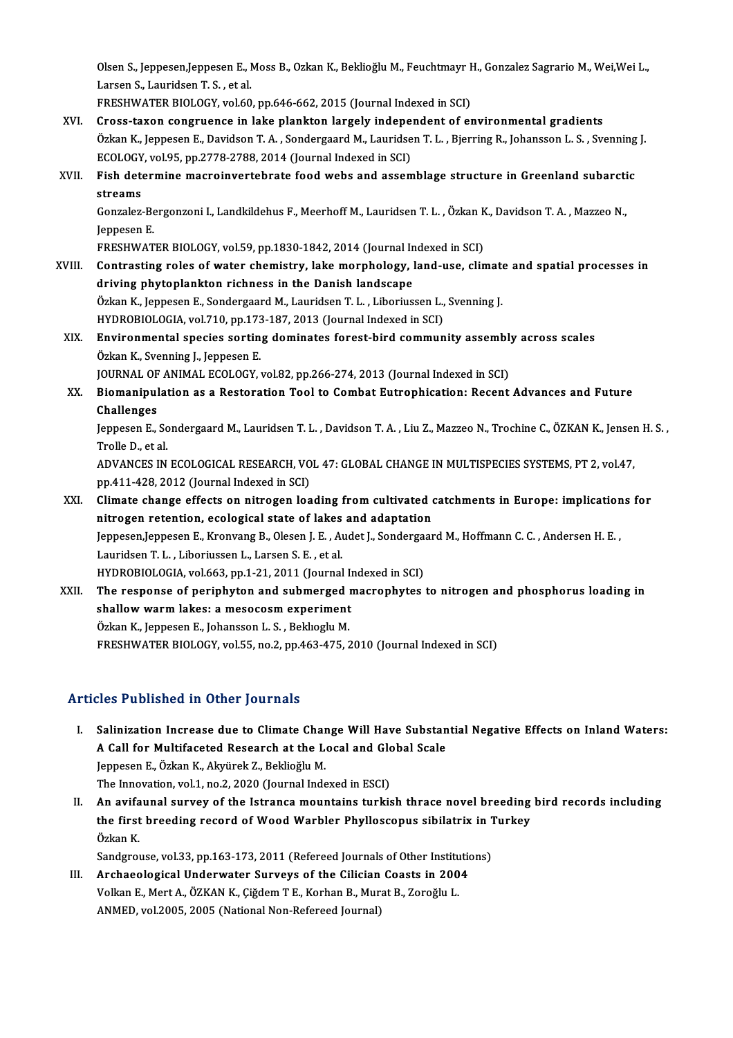Olsen S., Jeppesen,Jeppesen E., Moss B., Ozkan K., Beklioğlu M., Feuchtmayr H., Gonzalez Sagrario M., Wei,Wei L., Larsen S., Lauridsen T. S. , et al.
FRESHWATER BIOLOGY, vol.60, pp.646-662, 2015 (Journal Indexed in SCI)

XVI. **Cross-taxon congruence in lake plankton largely independent of environmental gradients**
Özkan K., Jeppesen E., Davidson T. A. , Sondergaard M., Lauridsen T. L. , Bjerring R., Johansson L. S. , Svenning J.
ECOLOGY, vol.95, pp.2778-2788, 2014 (Journal Indexed in SCI)

XVII. **Fish determine macroinvertebrate food webs and assemblage structure in Greenland subarctic streams**
Gonzalez-Bergonzoni I., Landkildehus F., Meerhoff M., Lauridsen T. L. , Özkan K., Davidson T. A. , Mazzeo N., Jeppesen E.
FRESHWATER BIOLOGY, vol.59, pp.1830-1842, 2014 (Journal Indexed in SCI)

XVIII. **Contrasting roles of water chemistry, lake morphology, land-use, climate and spatial processes in driving phytoplankton richness in the Danish landscape**
Özkan K., Jeppesen E., Sondergaard M., Lauridsen T. L. , Liboriussen L., Svenning J.
HYDROBIOLOGIA, vol.710, pp.173-187, 2013 (Journal Indexed in SCI)

XIX. **Environmental species sorting dominates forest-bird community assembly across scales**
Özkan K., Svenning J., Jeppesen E.
JOURNAL OF ANIMAL ECOLOGY, vol.82, pp.266-274, 2013 (Journal Indexed in SCI)

XX. **Biomanipulation as a Restoration Tool to Combat Eutrophication: Recent Advances and Future Challenges**
Jeppesen E., Sondergaard M., Lauridsen T. L. , Davidson T. A. , Liu Z., Mazzeo N., Trochine C., ÖZKAN K., Jensen H. S. , Trolle D., et al.
ADVANCES IN ECOLOGICAL RESEARCH, VOL 47: GLOBAL CHANGE IN MULTISPECIES SYSTEMS, PT 2, vol.47, pp.411-428, 2012 (Journal Indexed in SCI)

XXI. **Climate change effects on nitrogen loading from cultivated catchments in Europe: implications for nitrogen retention, ecological state of lakes and adaptation**
Jeppesen,Jeppesen E., Kronvang B., Olesen J. E. , Audet J., Sondergaard M., Hoffmann C. C. , Andersen H. E. , Lauridsen T. L. , Liboriussen L., Larsen S. E. , et al.
HYDROBIOLOGIA, vol.663, pp.1-21, 2011 (Journal Indexed in SCI)

XXII. **The response of periphyton and submerged macrophytes to nitrogen and phosphorus loading in shallow warm lakes: a mesocosm experiment**
Özkan K., Jeppesen E., Johansson L. S. , Beklıoglu M.
FRESHWATER BIOLOGY, vol.55, no.2, pp.463-475, 2010 (Journal Indexed in SCI)

## Articles Published in Other Journals

I. **Salinization Increase due to Climate Change Will Have Substantial Negative Effects on Inland Waters: A Call for Multifaceted Research at the Local and Global Scale**
Jeppesen E., Özkan K., Akyürek Z., Beklioğlu M.
The Innovation, vol.1, no.2, 2020 (Journal Indexed in ESCI)

II. **An avifaunal survey of the Istranca mountains turkish thrace novel breeding bird records including the first breeding record of Wood Warbler Phylloscopus sibilatrix in Turkey**
Özkan K.
Sandgrouse, vol.33, pp.163-173, 2011 (Refereed Journals of Other Institutions)

III. **Archaeological Underwater Surveys of the Cilician Coasts in 2004**
Volkan E., Mert A., ÖZKAN K., Çiğdem T E., Korhan B., Murat B., Zoroğlu L.
ANMED, vol.2005, 2005 (National Non-Refereed Journal)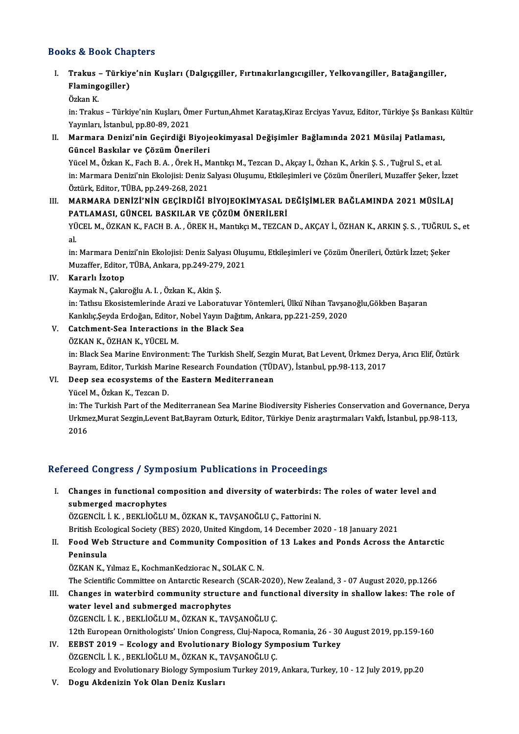## Books & Book Chapters

I. **Trakus – Türkiye'nin Kuşları (Dalgıçgiller, Fırtınakırlangıcıgiller, Yelkovangiller, Batağangiller, Flamingogiller)**
Özkan K.
in: Trakus – Türkiye'nin Kuşları, Ömer Furtun,Ahmet Karataş,Kiraz Erciyas Yavuz, Editor, Türkiye Şs Bankası Kültür Yayınları, İstanbul, pp.80-89, 2021

II. **Marmara Denizi'nin Geçirdiği Biyojeokimyasal Değişimler Bağlamında 2021 Müsilaj Patlaması, Güncel Baskılar ve Çözüm Önerileri**
Yücel M., Özkan K., Fach B. A. , Örek H., Mantıkçı M., Tezcan D., Akçay I., Özhan K., Arkin Ş. S. , Tuğrul S., et al.
in: Marmara Denizi'nin Ekolojisi: Deniz Salyası Oluşumu, Etkileşimleri ve Çözüm Önerileri, Muzaffer Şeker, İzzet Öztürk, Editor, TÜBA, pp.249-268, 2021

III. **MARMARA DENİZİ'NİN GEÇİRDİĞİ BİYOJEOKİMYASAL DEĞİŞİMLER BAĞLAMINDA 2021 MÜSİLAJ PATLAMASI, GÜNCEL BASKILAR VE ÇÖZÜM ÖNERİLERİ**
YÜCEL M., ÖZKAN K., FACH B. A. , ÖREK H., Mantıkçı M., TEZCAN D., AKÇAY İ., ÖZHAN K., ARKIN Ş. S. , TUĞRUL S., et al.
in: Marmara Denizi'nin Ekolojisi: Deniz Salyası Oluşumu, Etkileşimleri ve Çözüm Önerileri, Öztürk İzzet; Şeker Muzaffer, Editor, TÜBA, Ankara, pp.249-279, 2021

IV. **Kararlı İzotop**
Kaymak N., Çakıroğlu A. I. , Özkan K., Akin Ş.
in: Tatlısu Ekosistemlerinde Arazi ve Laboratuvar Yöntemleri, Ülkü Nihan Tavşanoğlu,Gökben Başaran Kankılıç,Şeyda Erdoğan, Editor, Nobel Yayın Dağıtım, Ankara, pp.221-259, 2020

V. **Catchment-Sea Interactions in the Black Sea**
ÖZKAN K., ÖZHAN K., YÜCEL M.
in: Black Sea Marine Environment: The Turkish Shelf, Sezgin Murat, Bat Levent, Ürkmez Derya, Arıcı Elif, Öztürk Bayram, Editor, Turkish Marine Research Foundation (TÜDAV), İstanbul, pp.98-113, 2017

VI. **Deep sea ecosystems of the Eastern Mediterranean**
Yücel M., Özkan K., Tezcan D.
in: The Turkish Part of the Mediterranean Sea Marine Biodiversity Fisheries Conservation and Governance, Derya Urkmez,Murat Sezgin,Levent Bat,Bayram Ozturk, Editor, Türkiye Deniz araştırmaları Vakfı, İstanbul, pp.98-113, 2016

## Refereed Congress / Symposium Publications in Proceedings

I. **Changes in functional composition and diversity of waterbirds: The roles of water level and submerged macrophytes**
ÖZGENCİL İ. K. , BEKLİOĞLU M., ÖZKAN K., TAVŞANOĞLU Ç., Fattorini N.
British Ecological Society (BES) 2020, United Kingdom, 14 December 2020 - 18 January 2021

II. **Food Web Structure and Community Composition of 13 Lakes and Ponds Across the Antarctic Peninsula**
ÖZKAN K., Yılmaz E., KochmanKedziorac N., SOLAK C. N.
The Scientific Committee on Antarctic Research (SCAR-2020), New Zealand, 3 - 07 August 2020, pp.1266

III. **Changes in waterbird community structure and functional diversity in shallow lakes: The role of water level and submerged macrophytes**
ÖZGENCİL İ. K. , BEKLİOĞLU M., ÖZKAN K., TAVŞANOĞLU Ç.
12th European Ornithologists' Union Congress, Cluj-Napoca, Romania, 26 - 30 August 2019, pp.159-160

IV. **EEBST 2019 – Ecology and Evolutionary Biology Symposium Turkey**
ÖZGENCİL İ. K. , BEKLİOĞLU M., ÖZKAN K., TAVŞANOĞLU Ç.
Ecology and Evolutionary Biology Symposium Turkey 2019, Ankara, Turkey, 10 - 12 July 2019, pp.20

V. **Dogu Akdenizin Yok Olan Deniz Kusları**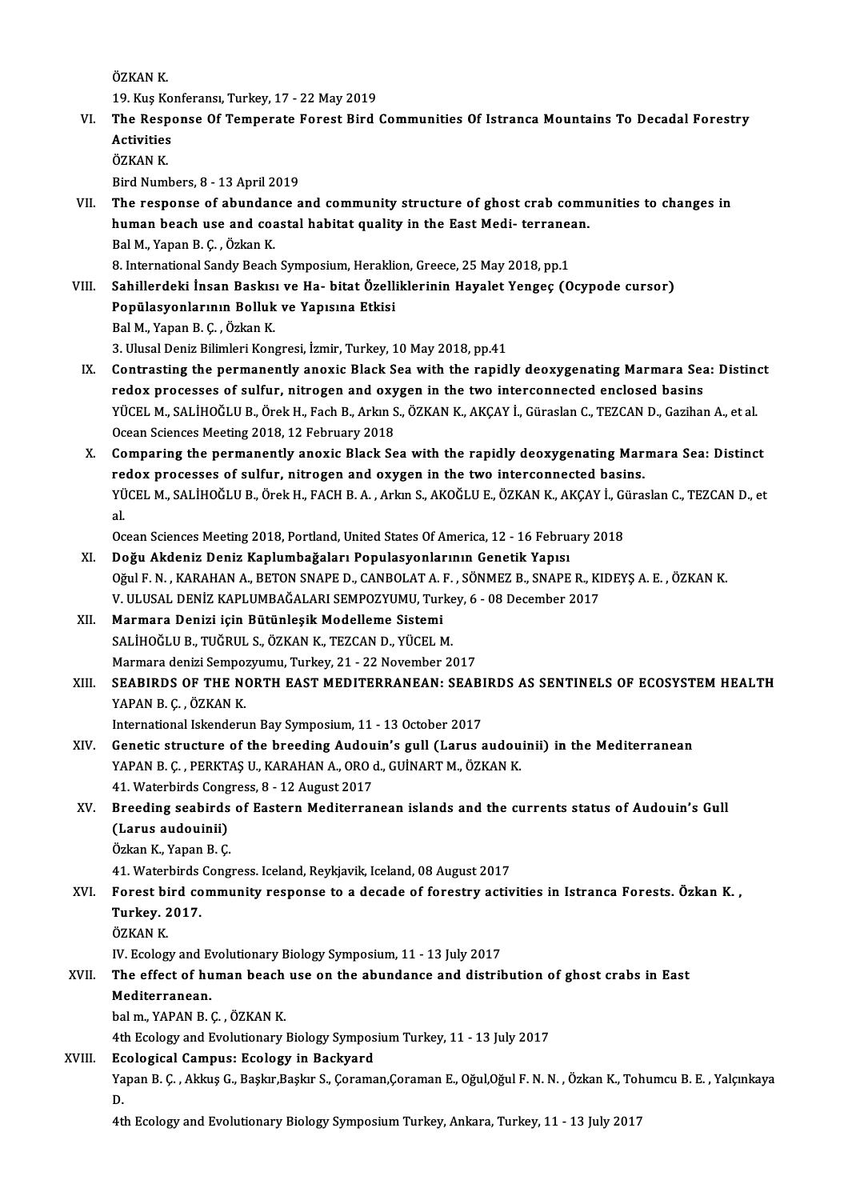ÖZKAN K.
19. Kuş Konferansı, Turkey, 17 - 22 May 2019

VI. **The Response Of Temperate Forest Bird Communities Of Istranca Mountains To Decadal Forestry Activities**
ÖZKAN K.
Bird Numbers, 8 - 13 April 2019

VII. **The response of abundance and community structure of ghost crab communities to changes in human beach use and coastal habitat quality in the East Medi- terranean.**
Bal M., Yapan B. Ç. , Özkan K.
8. International Sandy Beach Symposium, Heraklion, Greece, 25 May 2018, pp.1

VIII. **Sahillerdeki İnsan Baskısı ve Ha- bitat Özelliklerinin Hayalet Yengeç (Ocypode cursor) Popülasyonlarının Bolluk ve Yapısına Etkisi**
Bal M., Yapan B. Ç. , Özkan K.
3. Ulusal Deniz Bilimleri Kongresi, İzmir, Turkey, 10 May 2018, pp.41

IX. **Contrasting the permanently anoxic Black Sea with the rapidly deoxygenating Marmara Sea: Distinct redox processes of sulfur, nitrogen and oxygen in the two interconnected enclosed basins**
YÜCEL M., SALİHOĞLU B., Örek H., Fach B., Arkın S., ÖZKAN K., AKÇAY İ., Güraslan C., TEZCAN D., Gazihan A., et al.
Ocean Sciences Meeting 2018, 12 February 2018

X. **Comparing the permanently anoxic Black Sea with the rapidly deoxygenating Marmara Sea: Distinct redox processes of sulfur, nitrogen and oxygen in the two interconnected basins.**
YÜCEL M., SALİHOĞLU B., Örek H., FACH B. A. , Arkın S., AKOĞLU E., ÖZKAN K., AKÇAY İ., Güraslan C., TEZCAN D., et al.
Ocean Sciences Meeting 2018, Portland, United States Of America, 12 - 16 February 2018

XI. **Doğu Akdeniz Deniz Kaplumbağaları Populasyonlarının Genetik Yapısı**
Oğul F. N. , KARAHAN A., BETON SNAPE D., CANBOLAT A. F. , SÖNMEZ B., SNAPE R., KIDEYŞ A. E. , ÖZKAN K.
V. ULUSAL DENİZ KAPLUMBAĞALARI SEMPOZYUMU, Turkey, 6 - 08 December 2017

XII. **Marmara Denizi için Bütünleşik Modelleme Sistemi**
SALİHOĞLU B., TUĞRUL S., ÖZKAN K., TEZCAN D., YÜCEL M.
Marmara denizi Sempozyumu, Turkey, 21 - 22 November 2017

XIII. **SEABIRDS OF THE NORTH EAST MEDITERRANEAN: SEABIRDS AS SENTINELS OF ECOSYSTEM HEALTH**
YAPAN B. Ç. , ÖZKAN K.
International Iskenderun Bay Symposium, 11 - 13 October 2017

XIV. **Genetic structure of the breeding Audouin's gull (Larus audouinii) in the Mediterranean**
YAPAN B. Ç. , PERKTAŞ U., KARAHAN A., ORO d., GUİNART M., ÖZKAN K.
41. Waterbirds Congress, 8 - 12 August 2017

XV. **Breeding seabirds of Eastern Mediterranean islands and the currents status of Audouin's Gull (Larus audouinii)**
Özkan K., Yapan B. Ç.
41. Waterbirds Congress. Iceland, Reykjavik, Iceland, 08 August 2017

XVI. **Forest bird community response to a decade of forestry activities in Istranca Forests. Özkan K. , Turkey. 2017.**
ÖZKAN K.
IV. Ecology and Evolutionary Biology Symposium, 11 - 13 July 2017

XVII. **The effect of human beach use on the abundance and distribution of ghost crabs in East Mediterranean.**
bal m., YAPAN B. Ç. , ÖZKAN K.
4th Ecology and Evolutionary Biology Symposium Turkey, 11 - 13 July 2017

XVIII. **Ecological Campus: Ecology in Backyard**
Yapan B. Ç. , Akkuş G., Başkır,Başkır S., Çoraman,Çoraman E., Oğul,Oğul F. N. N. , Özkan K., Tohumcu B. E. , Yalçınkaya D.
4th Ecology and Evolutionary Biology Symposium Turkey, Ankara, Turkey, 11 - 13 July 2017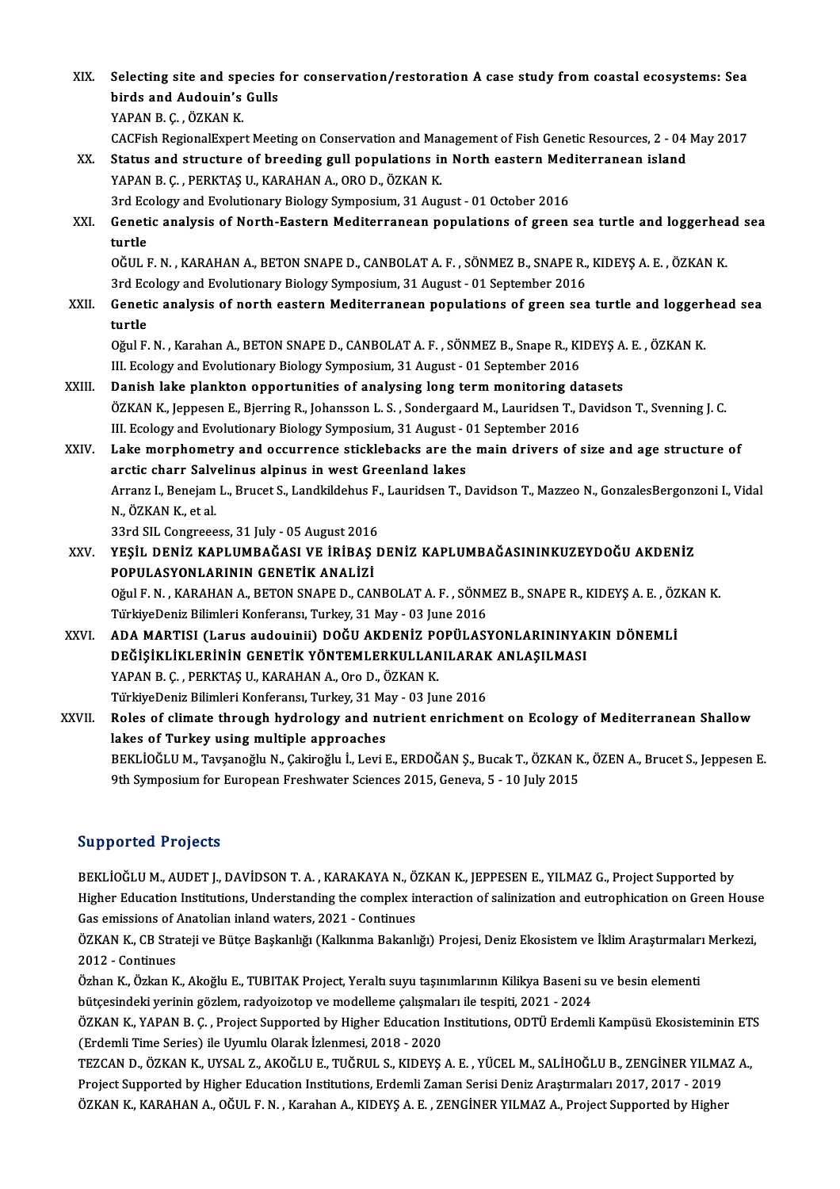XIX. **Selecting site and species for conservation/restoration A case study from coastal ecosystems: Sea birds and Audouin's Gulls**
YAPAN B. Ç. , ÖZKAN K.
CACFish RegionalExpert Meeting on Conservation and Management of Fish Genetic Resources, 2 - 04 May 2017

XX. **Status and structure of breeding gull populations in North eastern Mediterranean island**
YAPAN B. Ç. , PERKTAŞ U., KARAHAN A., ORO D., ÖZKAN K.
3rd Ecology and Evolutionary Biology Symposium, 31 August - 01 October 2016

XXI. **Genetic analysis of North-Eastern Mediterranean populations of green sea turtle and loggerhead sea turtle**
OĞUL F. N. , KARAHAN A., BETON SNAPE D., CANBOLAT A. F. , SÖNMEZ B., SNAPE R., KIDEYŞ A. E. , ÖZKAN K.
3rd Ecology and Evolutionary Biology Symposium, 31 August - 01 September 2016

XXII. **Genetic analysis of north eastern Mediterranean populations of green sea turtle and loggerhead sea turtle**
Oğul F. N. , Karahan A., BETON SNAPE D., CANBOLAT A. F. , SÖNMEZ B., Snape R., KIDEYŞ A. E. , ÖZKAN K.
III. Ecology and Evolutionary Biology Symposium, 31 August - 01 September 2016

XXIII. **Danish lake plankton opportunities of analysing long term monitoring datasets**
ÖZKAN K., Jeppesen E., Bjerring R., Johansson L. S. , Sondergaard M., Lauridsen T., Davidson T., Svenning J. C.
III. Ecology and Evolutionary Biology Symposium, 31 August - 01 September 2016

XXIV. **Lake morphometry and occurrence sticklebacks are the main drivers of size and age structure of arctic charr Salvelinus alpinus in west Greenland lakes**
Arranz I., Benejam L., Brucet S., Landkildehus F., Lauridsen T., Davidson T., Mazzeo N., GonzalesBergonzoni I., Vidal N., ÖZKAN K., et al.
33rd SIL Congreeess, 31 July - 05 August 2016

XXV. **YEŞİL DENİZ KAPLUMBAĞASI VE İRİBAŞ DENİZ KAPLUMBAĞASININKUZEYDOĞU AKDENİZ POPULASYONLARININ GENETİK ANALİZİ**
Oğul F. N. , KARAHAN A., BETON SNAPE D., CANBOLAT A. F. , SÖNMEZ B., SNAPE R., KIDEYŞ A. E. , ÖZKAN K.
TürkiyeDeniz Bilimleri Konferansı, Turkey, 31 May - 03 June 2016

XXVI. **ADA MARTISI (Larus audouinii) DOĞU AKDENİZ POPÜLASYONLARININYAKIN DÖNEMLİ DEĞİŞİKLİKLERİNİN GENETİK YÖNTEMLERKULLANILARAK ANLAŞILMASI**
YAPAN B. Ç. , PERKTAŞ U., KARAHAN A., Oro D., ÖZKAN K.
TürkiyeDeniz Bilimleri Konferansı, Turkey, 31 May - 03 June 2016

XXVII. **Roles of climate through hydrology and nutrient enrichment on Ecology of Mediterranean Shallow lakes of Turkey using multiple approaches**
BEKLİOĞLU M., Tavşanoğlu N., Çakiroğlu İ., Levi E., ERDOĞAN Ş., Bucak T., ÖZKAN K., ÖZEN A., Brucet S., Jeppesen E.
9th Symposium for European Freshwater Sciences 2015, Geneva, 5 - 10 July 2015

## Supported Projects

BEKLİOĞLU M., AUDET J., DAVİDSON T. A. , KARAKAYA N., ÖZKAN K., JEPPESEN E., YILMAZ G., Project Supported by Higher Education Institutions, Understanding the complex interaction of salinization and eutrophication on Green House Gas emissions of Anatolian inland waters, 2021 - Continues

ÖZKAN K., CB Strateji ve Bütçe Başkanlığı (Kalkınma Bakanlığı) Projesi, Deniz Ekosistem ve İklim Araştırmaları Merkezi, 2012 - Continues

Özhan K., Özkan K., Akoğlu E., TUBITAK Project, Yeraltı suyu taşınımlarının Kilikya Baseni su ve besin elementi bütçesindeki yerinin gözlem, radyoizotop ve modelleme çalışmaları ile tespiti, 2021 - 2024

ÖZKAN K., YAPAN B. Ç. , Project Supported by Higher Education Institutions, ODTÜ Erdemli Kampüsü Ekosisteminin ETS (Erdemli Time Series) ile Uyumlu Olarak İzlenmesi, 2018 - 2020

TEZCAN D., ÖZKAN K., UYSAL Z., AKOĞLU E., TUĞRUL S., KIDEYŞ A. E. , YÜCEL M., SALİHOĞLU B., ZENGİNER YILMAZ A., Project Supported by Higher Education Institutions, Erdemli Zaman Serisi Deniz Araştırmaları 2017, 2017 - 2019

ÖZKAN K., KARAHAN A., OĞUL F. N. , Karahan A., KIDEYŞ A. E. , ZENGİNER YILMAZ A., Project Supported by Higher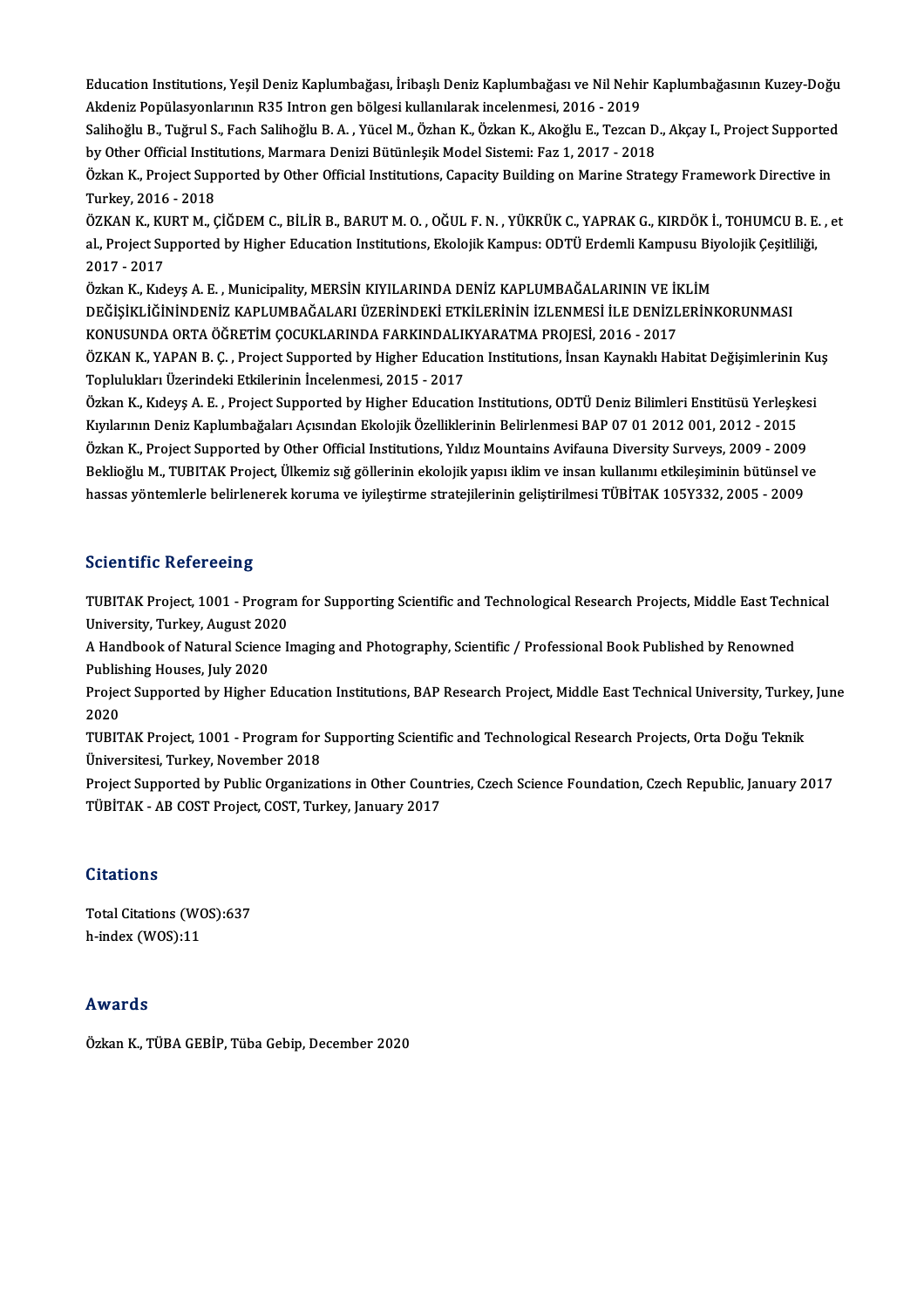Education Institutions, Yeşil Deniz Kaplumbağası, İribaşlı Deniz Kaplumbağası ve Nil Nehir Kaplumbağasının Kuzey-Doğu Akdeniz Popülasyonlarının R35 Intron gen bölgesi kullanılarak incelenmesi, 2016 - 2019

Salihoğlu B., Tuğrul S., Fach Salihoğlu B. A. , Yücel M., Özhan K., Özkan K., Akoğlu E., Tezcan D., Akçay I., Project Supported by Other Official Institutions, Marmara Denizi Bütünleşik Model Sistemi: Faz 1, 2017 - 2018

Özkan K., Project Supported by Other Official Institutions, Capacity Building on Marine Strategy Framework Directive in Turkey, 2016 - 2018

ÖZKAN K., KURT M., ÇİĞDEM C., BİLİR B., BARUT M. O. , OĞUL F. N. , YÜKRÜK C., YAPRAK G., KIRDÖK İ., TOHUMCU B. E. , et al., Project Supported by Higher Education Institutions, Ekolojik Kampus: ODTÜ Erdemli Kampusu Biyolojik Çeşitliliği, 2017 - 2017

Özkan K., Kıdeyş A. E. , Municipality, MERSİN KIYILARINDA DENİZ KAPLUMBAĞALARININ VE İKLİM DEĞİŞİKLİĞİNİNDENİZ KAPLUMBAĞALARI ÜZERİNDEKİ ETKİLERİNİN İZLENMESİ İLE DENİZLERİNKORUNMASI KONUSUNDA ORTA ÖĞRETİM ÇOCUKLARINDA FARKINDALIKYARATMA PROJESİ, 2016 - 2017

ÖZKAN K., YAPAN B. Ç. , Project Supported by Higher Education Institutions, İnsan Kaynaklı Habitat Değişimlerinin Kuş Toplulukları Üzerindeki Etkilerinin İncelenmesi, 2015 - 2017

Özkan K., Kıdeyş A. E. , Project Supported by Higher Education Institutions, ODTÜ Deniz Bilimleri Enstitüsü Yerleşkesi Kıyılarının Deniz Kaplumbağaları Açısından Ekolojik Özelliklerinin Belirlenmesi BAP 07 01 2012 001, 2012 - 2015

Özkan K., Project Supported by Other Official Institutions, Yıldız Mountains Avifauna Diversity Surveys, 2009 - 2009

Beklioğlu M., TUBITAK Project, Ülkemiz sığ göllerinin ekolojik yapısı iklim ve insan kullanımı etkileşiminin bütünsel ve hassas yöntemlerle belirlenerek koruma ve iyileştirme stratejilerinin geliştirilmesi TÜBİTAK 105Y332, 2005 - 2009

## Scientific Refereeing

TUBITAK Project, 1001 - Program for Supporting Scientific and Technological Research Projects, Middle East Technical University, Turkey, August 2020

A Handbook of Natural Science Imaging and Photography, Scientific / Professional Book Published by Renowned Publishing Houses, July 2020

Project Supported by Higher Education Institutions, BAP Research Project, Middle East Technical University, Turkey, June 2020

TUBITAK Project, 1001 - Program for Supporting Scientific and Technological Research Projects, Orta Doğu Teknik Üniversitesi, Turkey, November 2018

Project Supported by Public Organizations in Other Countries, Czech Science Foundation, Czech Republic, January 2017

TÜBİTAK - AB COST Project, COST, Turkey, January 2017

## Citations

Total Citations (WOS):637
h-index (WOS):11

## Awards

Özkan K., TÜBA GEBİP, Tüba Gebip, December 2020